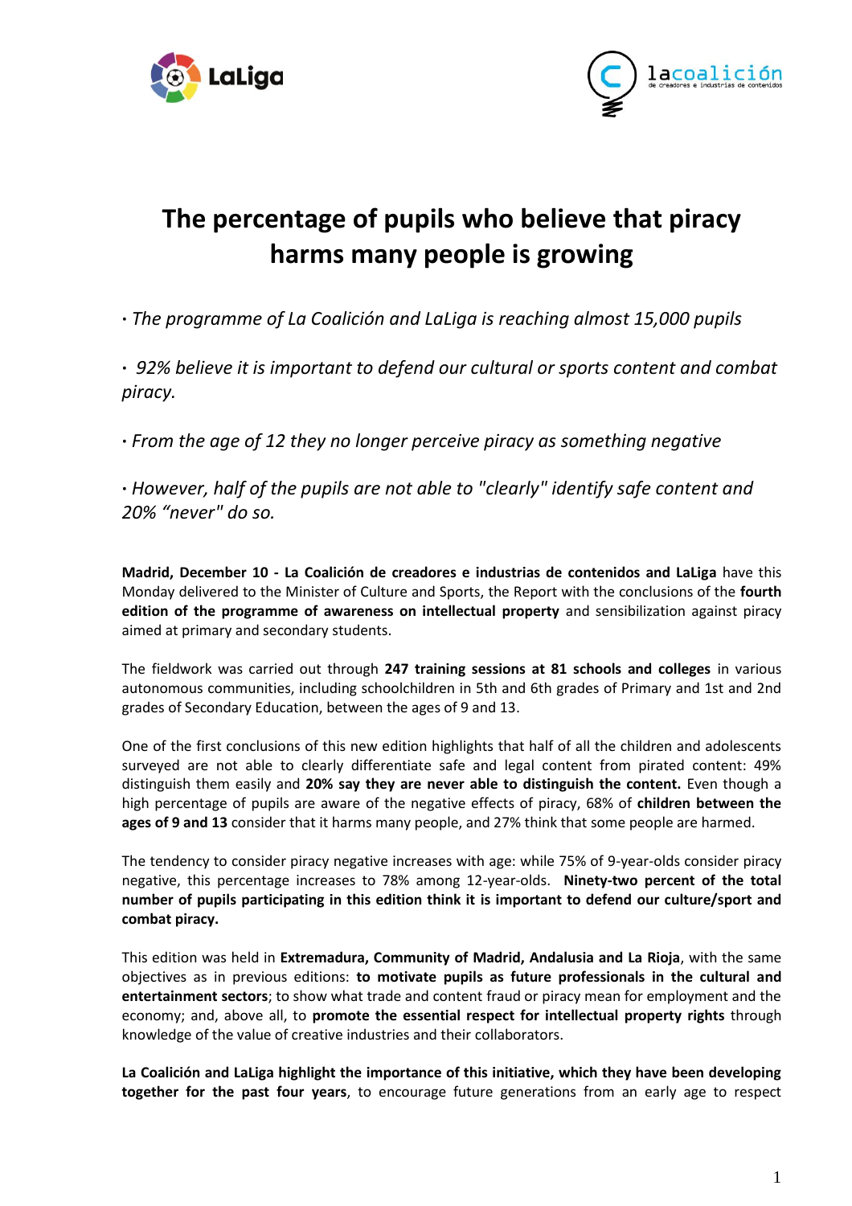# The percentage of pupils who believe that piracy harms many people is growing

· *The programme of La Coalición and LaLiga is reaching almost 15,000 pupils*

· *92% believe it is important to defend our cultural or sports content and combat piracy.*

· *From the age of 12 they no longer perceive piracy as something negative*

· *However, half of the pupils are not able to "clearly" identify safe content and 20% "never" do so.*

**Madrid, December 10 - La Coalición de creadores e industrias de contenidos and LaLiga** have this Monday delivered to the Minister of Culture and Sports, the Report with the conclusions of the **fourth edition of the programme of awareness on intellectual property** and sensibilization against piracy aimed at primary and secondary students.

The fieldwork was carried out through **247 training sessions at 81 schools and colleges** in various autonomous communities, including schoolchildren in 5th and 6th grades of Primary and 1st and 2nd grades of Secondary Education, between the ages of 9 and 13.

One of the first conclusions of this new edition highlights that half of all the children and adolescents surveyed are not able to clearly differentiate safe and legal content from pirated content: 49% distinguish them easily and **20% say they are never able to distinguish the content.** Even though a high percentage of pupils are aware of the negative effects of piracy, 68% of **children between the ages of 9 and 13** consider that it harms many people, and 27% think that some people are harmed.

The tendency to consider piracy negative increases with age: while 75% of 9-year-olds consider piracy negative, this percentage increases to 78% among 12-year-olds. **Ninety-two percent of the total number of pupils participating in this edition think it is important to defend our culture/sport and combat piracy.**

This edition was held in **Extremadura, Community of Madrid, Andalusia and La Rioja**, with the same objectives as in previous editions: **to motivate pupils as future professionals in the cultural and entertainment sectors**; to show what trade and content fraud or piracy mean for employment and the economy; and, above all, to **promote the essential respect for intellectual property rights** through knowledge of the value of creative industries and their collaborators.

**La Coalición and LaLiga highlight the importance of this initiative, which they have been developing together for the past four years**, to encourage future generations from an early age to respect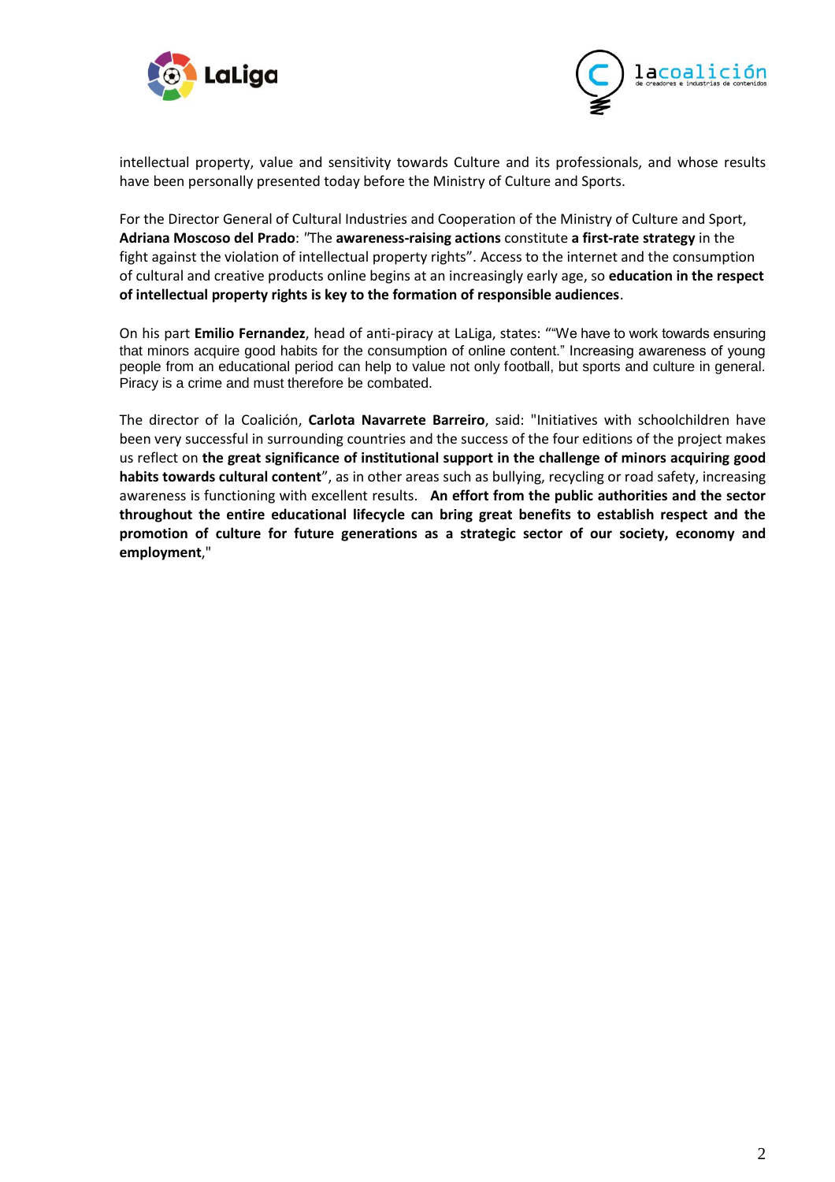intellectual property, value and sensitivity towards Culture and its professionals, and whose results have been personally presented today before the Ministry of Culture and Sports.

For the Director General of Cultural Industries and Cooperation of the Ministry of Culture and Sport, **Adriana Moscoso del Prado**: "The **awareness-raising actions** constitute **a first-rate strategy** in the fight against the violation of intellectual property rights". Access to the internet and the consumption of cultural and creative products online begins at an increasingly early age, so **education in the respect of intellectual property rights is key to the formation of responsible audiences**.

On his part **Emilio Fernandez**, head of anti-piracy at LaLiga, states: ""We have to work towards ensuring that minors acquire good habits for the consumption of online content." Increasing awareness of young people from an educational period can help to value not only football, but sports and culture in general. Piracy is a crime and must therefore be combated.

The director of la Coalición, **Carlota Navarrete Barreiro**, said: "Initiatives with schoolchildren have been very successful in surrounding countries and the success of the four editions of the project makes us reflect on **the great significance of institutional support in the challenge of minors acquiring good habits towards cultural content**", as in other areas such as bullying, recycling or road safety, increasing awareness is functioning with excellent results. **An effort from the public authorities and the sector throughout the entire educational lifecycle can bring great benefits to establish respect and the promotion of culture for future generations as a strategic sector of our society, economy and employment**,"